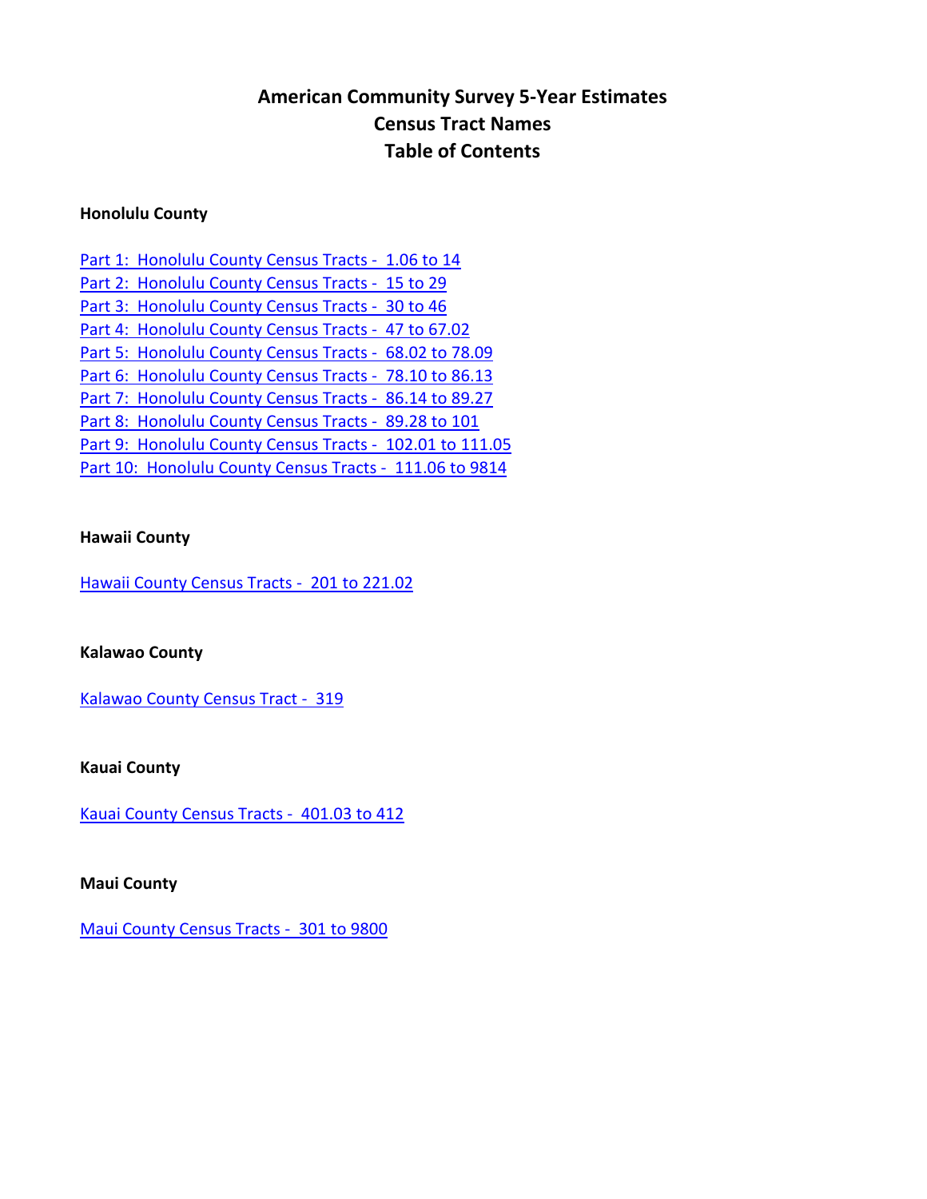# American Community Survey 5-Year Estimates
# Census Tract Names
# Table of Contents

**Honolulu County**

Part 1: Honolulu County Census Tracts - 1.06 to 14
Part 2: Honolulu County Census Tracts - 15 to 29
Part 3: Honolulu County Census Tracts - 30 to 46
Part 4: Honolulu County Census Tracts - 47 to 67.02
Part 5: Honolulu County Census Tracts - 68.02 to 78.09
Part 6: Honolulu County Census Tracts - 78.10 to 86.13
Part 7: Honolulu County Census Tracts - 86.14 to 89.27
Part 8: Honolulu County Census Tracts - 89.28 to 101
Part 9: Honolulu County Census Tracts - 102.01 to 111.05
Part 10: Honolulu County Census Tracts - 111.06 to 9814

**Hawaii County**

Hawaii County Census Tracts - 201 to 221.02

**Kalawao County**

Kalawao County Census Tract - 319

**Kauai County**

Kauai County Census Tracts - 401.03 to 412

**Maui County**

Maui County Census Tracts - 301 to 9800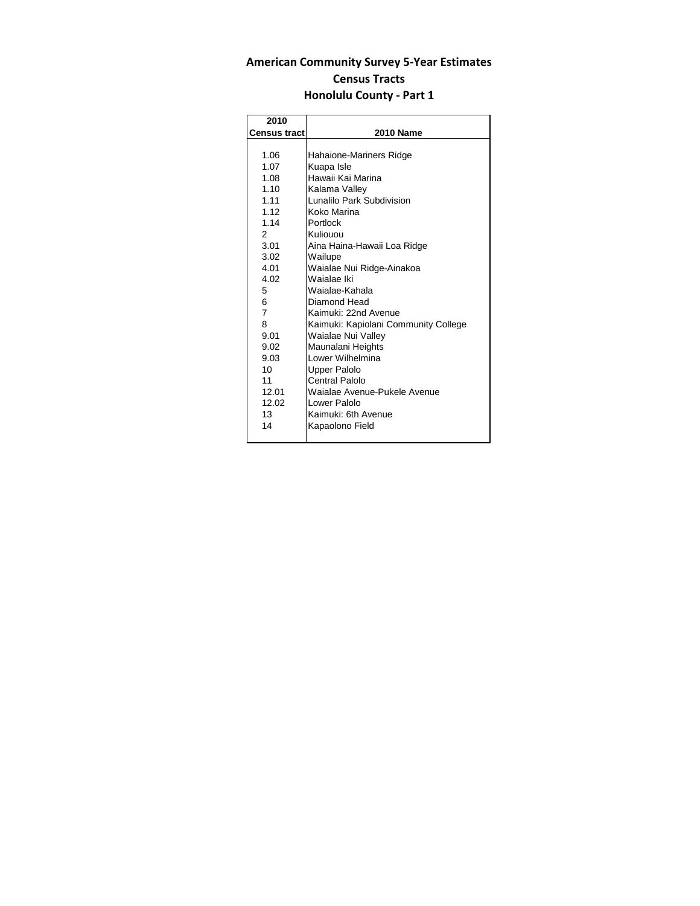# American Community Survey 5-Year Estimates

## Census Tracts

## Honolulu County - Part 1

| 2010 Census tract | 2010 Name |
|---|---|
| 1.06 | Hahaione-Mariners Ridge |
| 1.07 | Kuapa Isle |
| 1.08 | Hawaii Kai Marina |
| 1.10 | Kalama Valley |
| 1.11 | Lunalilo Park Subdivision |
| 1.12 | Koko Marina |
| 1.14 | Portlock |
| 2 | Kuliouou |
| 3.01 | Aina Haina-Hawaii Loa Ridge |
| 3.02 | Wailupe |
| 4.01 | Waialae Nui Ridge-Ainakoa |
| 4.02 | Waialae Iki |
| 5 | Waialae-Kahala |
| 6 | Diamond Head |
| 7 | Kaimuki: 22nd Avenue |
| 8 | Kaimuki: Kapiolani Community College |
| 9.01 | Waialae Nui Valley |
| 9.02 | Maunalani Heights |
| 9.03 | Lower Wilhelmina |
| 10 | Upper Palolo |
| 11 | Central Palolo |
| 12.01 | Waialae Avenue-Pukele Avenue |
| 12.02 | Lower Palolo |
| 13 | Kaimuki: 6th Avenue |
| 14 | Kapaolono Field |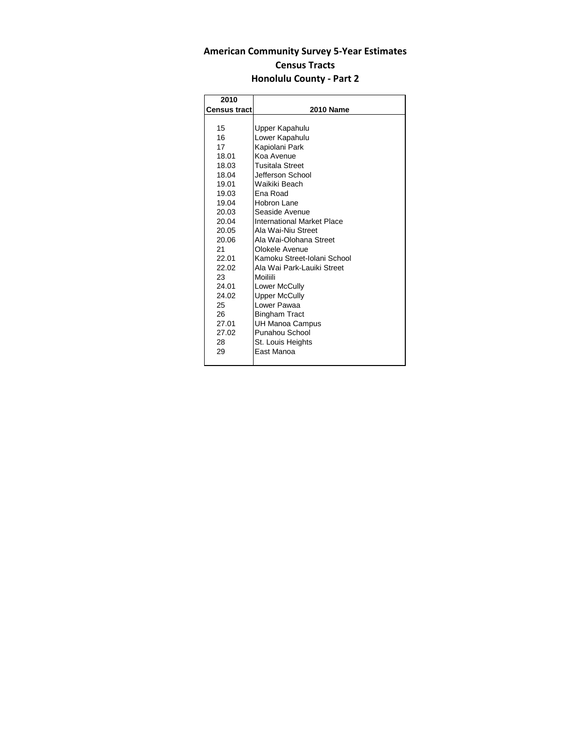# American Community Survey 5-Year Estimates

## Census Tracts

## Honolulu County - Part 2

| 2010 Census tract | 2010 Name |
|---|---|
| 15 | Upper Kapahulu |
| 16 | Lower Kapahulu |
| 17 | Kapiolani Park |
| 18.01 | Koa Avenue |
| 18.03 | Tusitala Street |
| 18.04 | Jefferson School |
| 19.01 | Waikiki Beach |
| 19.03 | Ena Road |
| 19.04 | Hobron Lane |
| 20.03 | Seaside Avenue |
| 20.04 | International Market Place |
| 20.05 | Ala Wai-Niu Street |
| 20.06 | Ala Wai-Olohana Street |
| 21 | Olokele Avenue |
| 22.01 | Kamoku Street-Iolani School |
| 22.02 | Ala Wai Park-Lauiki Street |
| 23 | Moiliili |
| 24.01 | Lower McCully |
| 24.02 | Upper McCully |
| 25 | Lower Pawaa |
| 26 | Bingham Tract |
| 27.01 | UH Manoa Campus |
| 27.02 | Punahou School |
| 28 | St. Louis Heights |
| 29 | East Manoa |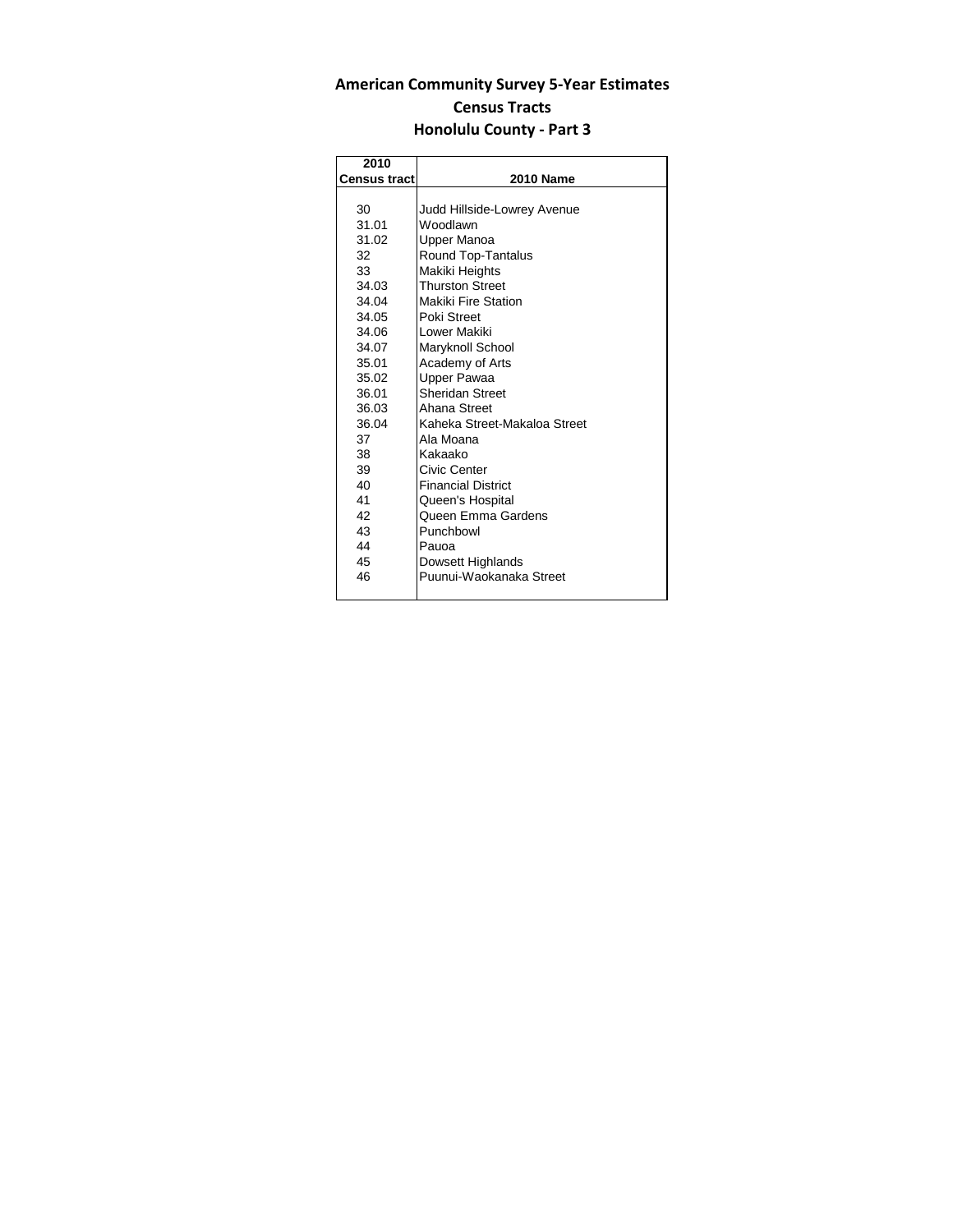# American Community Survey 5-Year Estimates

## Census Tracts

## Honolulu County - Part 3

| 2010 Census tract | 2010 Name |
|---|---|
| 30 | Judd Hillside-Lowrey Avenue |
| 31.01 | Woodlawn |
| 31.02 | Upper Manoa |
| 32 | Round Top-Tantalus |
| 33 | Makiki Heights |
| 34.03 | Thurston Street |
| 34.04 | Makiki Fire Station |
| 34.05 | Poki Street |
| 34.06 | Lower Makiki |
| 34.07 | Maryknoll School |
| 35.01 | Academy of Arts |
| 35.02 | Upper Pawaa |
| 36.01 | Sheridan Street |
| 36.03 | Ahana Street |
| 36.04 | Kaheka Street-Makaloa Street |
| 37 | Ala Moana |
| 38 | Kakaako |
| 39 | Civic Center |
| 40 | Financial District |
| 41 | Queen's Hospital |
| 42 | Queen Emma Gardens |
| 43 | Punchbowl |
| 44 | Pauoa |
| 45 | Dowsett Highlands |
| 46 | Puunui-Waokanaka Street |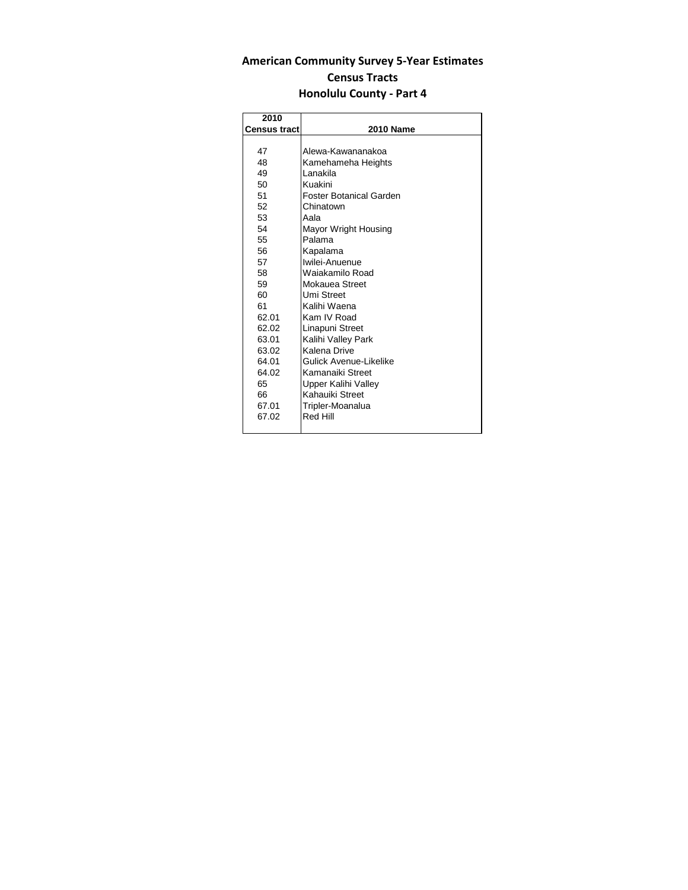# American Community Survey 5-Year Estimates

## Census Tracts

## Honolulu County - Part 4

| 2010 Census tract | 2010 Name |
|---|---|
| 47 | Alewa-Kawananakoa |
| 48 | Kamehameha Heights |
| 49 | Lanakila |
| 50 | Kuakini |
| 51 | Foster Botanical Garden |
| 52 | Chinatown |
| 53 | Aala |
| 54 | Mayor Wright Housing |
| 55 | Palama |
| 56 | Kapalama |
| 57 | Iwilei-Anuenue |
| 58 | Waiakamilo Road |
| 59 | Mokauea Street |
| 60 | Umi Street |
| 61 | Kalihi Waena |
| 62.01 | Kam IV Road |
| 62.02 | Linapuni Street |
| 63.01 | Kalihi Valley Park |
| 63.02 | Kalena Drive |
| 64.01 | Gulick Avenue-Likelike |
| 64.02 | Kamanaiki Street |
| 65 | Upper Kalihi Valley |
| 66 | Kahauiki Street |
| 67.01 | Tripler-Moanalua |
| 67.02 | Red Hill |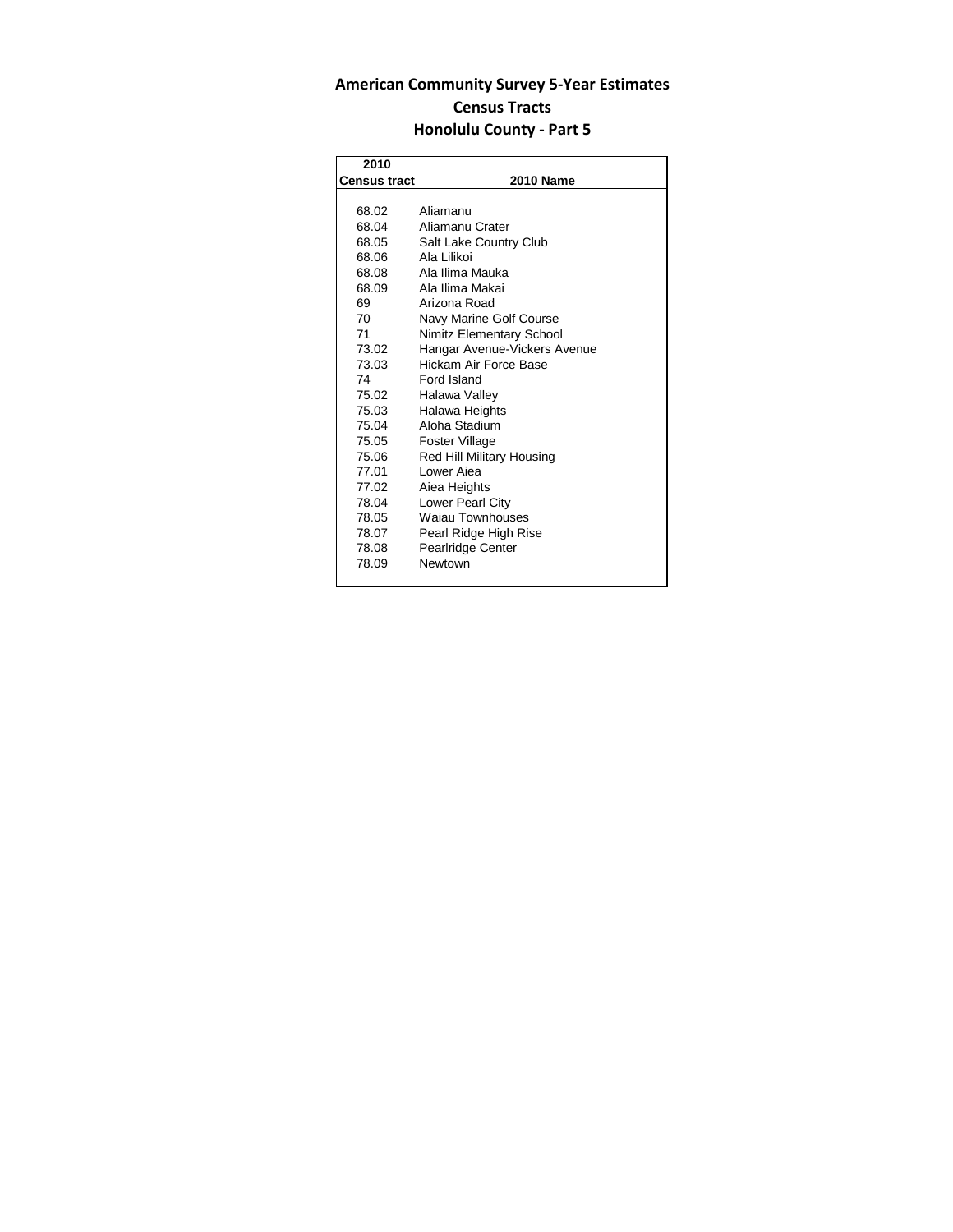# American Community Survey 5-Year Estimates

## Census Tracts

## Honolulu County - Part 5

| 2010 Census tract | 2010 Name |
|---|---|
| 68.02 | Aliamanu |
| 68.04 | Aliamanu Crater |
| 68.05 | Salt Lake Country Club |
| 68.06 | Ala Lilikoi |
| 68.08 | Ala Ilima Mauka |
| 68.09 | Ala Ilima Makai |
| 69 | Arizona Road |
| 70 | Navy Marine Golf Course |
| 71 | Nimitz Elementary School |
| 73.02 | Hangar Avenue-Vickers Avenue |
| 73.03 | Hickam Air Force Base |
| 74 | Ford Island |
| 75.02 | Halawa Valley |
| 75.03 | Halawa Heights |
| 75.04 | Aloha Stadium |
| 75.05 | Foster Village |
| 75.06 | Red Hill Military Housing |
| 77.01 | Lower Aiea |
| 77.02 | Aiea Heights |
| 78.04 | Lower Pearl City |
| 78.05 | Waiau Townhouses |
| 78.07 | Pearl Ridge High Rise |
| 78.08 | Pearlridge Center |
| 78.09 | Newtown |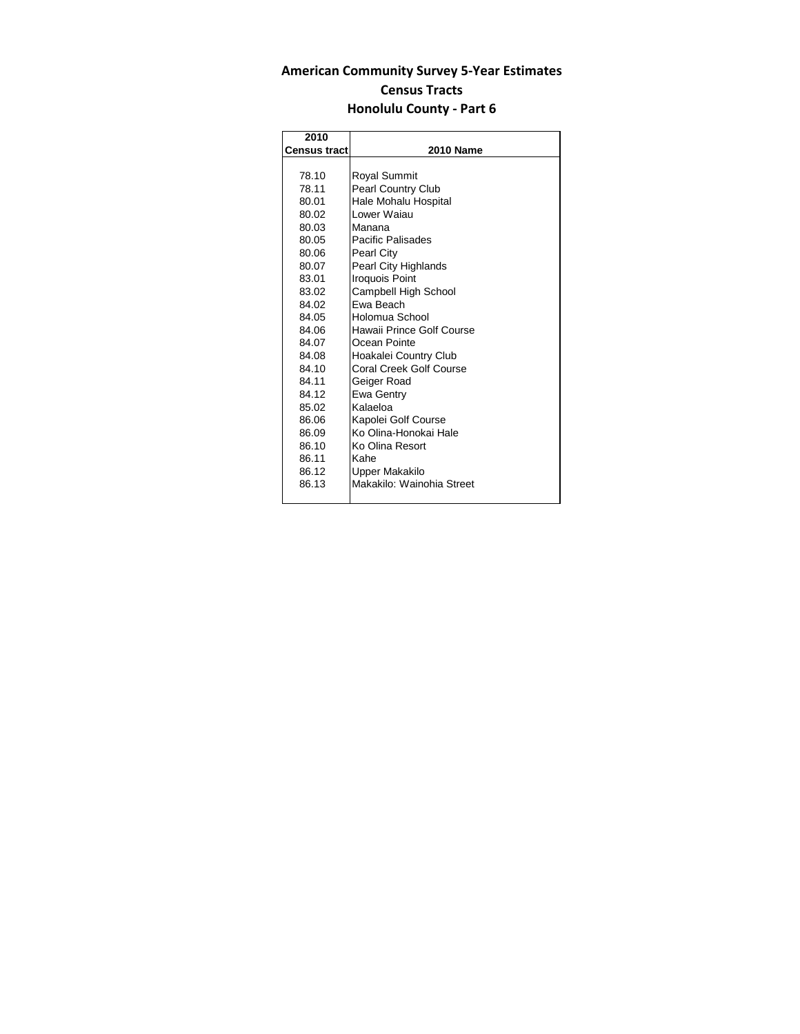# American Community Survey 5-Year Estimates

## Census Tracts

## Honolulu County - Part 6

| 2010 Census tract | 2010 Name |
|---|---|
| 78.10 | Royal Summit |
| 78.11 | Pearl Country Club |
| 80.01 | Hale Mohalu Hospital |
| 80.02 | Lower Waiau |
| 80.03 | Manana |
| 80.05 | Pacific Palisades |
| 80.06 | Pearl City |
| 80.07 | Pearl City Highlands |
| 83.01 | Iroquois Point |
| 83.02 | Campbell High School |
| 84.02 | Ewa Beach |
| 84.05 | Holomua School |
| 84.06 | Hawaii Prince Golf Course |
| 84.07 | Ocean Pointe |
| 84.08 | Hoakalei Country Club |
| 84.10 | Coral Creek Golf Course |
| 84.11 | Geiger Road |
| 84.12 | Ewa Gentry |
| 85.02 | Kalaeloa |
| 86.06 | Kapolei Golf Course |
| 86.09 | Ko Olina-Honokai Hale |
| 86.10 | Ko Olina Resort |
| 86.11 | Kahe |
| 86.12 | Upper Makakilo |
| 86.13 | Makakilo: Wainohia Street |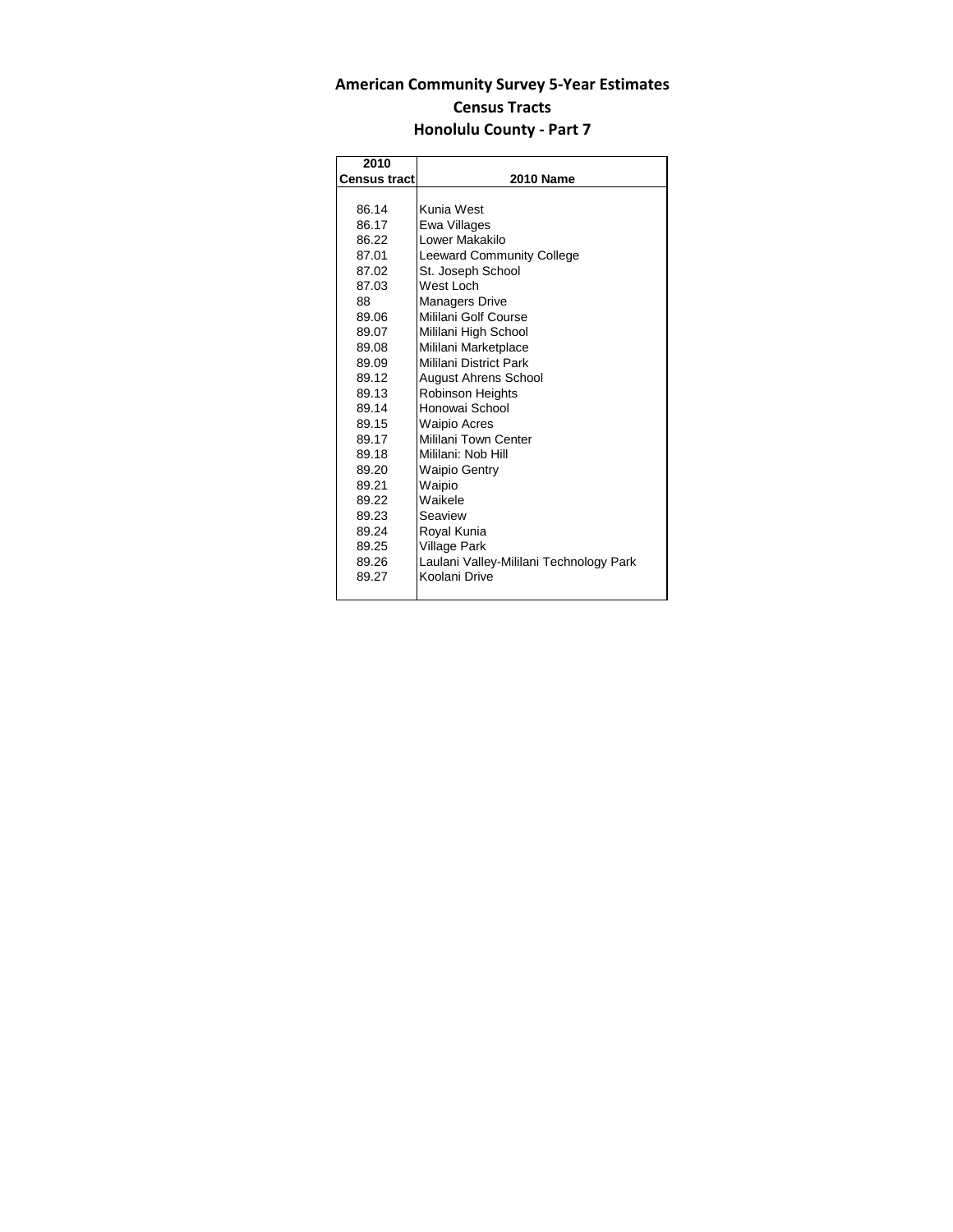# American Community Survey 5-Year Estimates

## Census Tracts

## Honolulu County - Part 7

| 2010 Census tract | 2010 Name |
|---|---|
| 86.14 | Kunia West |
| 86.17 | Ewa Villages |
| 86.22 | Lower Makakilo |
| 87.01 | Leeward Community College |
| 87.02 | St. Joseph School |
| 87.03 | West Loch |
| 88 | Managers Drive |
| 89.06 | Mililani Golf Course |
| 89.07 | Mililani High School |
| 89.08 | Mililani Marketplace |
| 89.09 | Mililani District Park |
| 89.12 | August Ahrens School |
| 89.13 | Robinson Heights |
| 89.14 | Honowai School |
| 89.15 | Waipio Acres |
| 89.17 | Mililani Town Center |
| 89.18 | Mililani: Nob Hill |
| 89.20 | Waipio Gentry |
| 89.21 | Waipio |
| 89.22 | Waikele |
| 89.23 | Seaview |
| 89.24 | Royal Kunia |
| 89.25 | Village Park |
| 89.26 | Laulani Valley-Mililani Technology Park |
| 89.27 | Koolani Drive |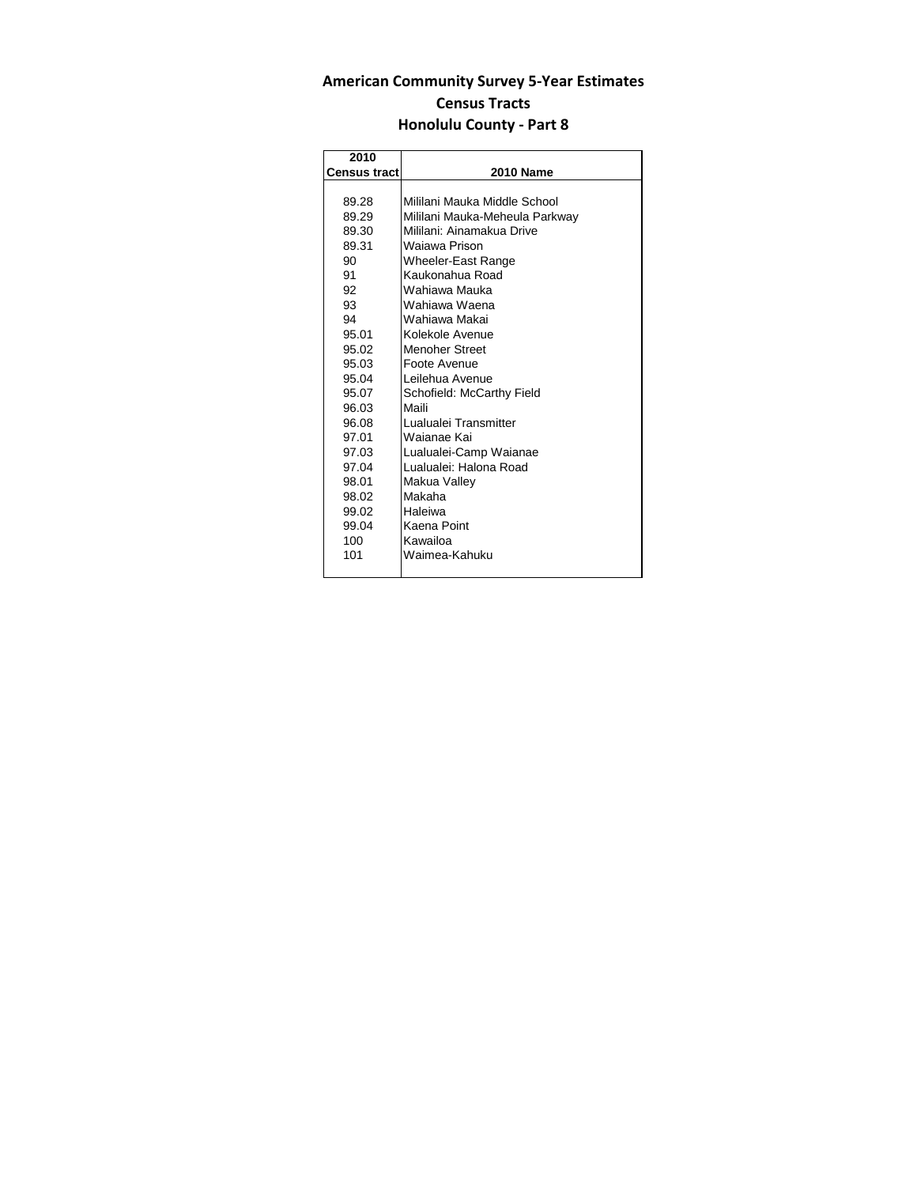# American Community Survey 5-Year Estimates
## Census Tracts
## Honolulu County - Part 8

| 2010 Census tract | 2010 Name |
|---|---|
| 89.28 | Mililani Mauka Middle School |
| 89.29 | Mililani Mauka-Meheula Parkway |
| 89.30 | Mililani: Ainamakua Drive |
| 89.31 | Waiawa Prison |
| 90 | Wheeler-East Range |
| 91 | Kaukonahua Road |
| 92 | Wahiawa Mauka |
| 93 | Wahiawa Waena |
| 94 | Wahiawa Makai |
| 95.01 | Kolekole Avenue |
| 95.02 | Menoher Street |
| 95.03 | Foote Avenue |
| 95.04 | Leilehua Avenue |
| 95.07 | Schofield: McCarthy Field |
| 96.03 | Maili |
| 96.08 | Lualualei Transmitter |
| 97.01 | Waianae Kai |
| 97.03 | Lualualei-Camp Waianae |
| 97.04 | Lualualei: Halona Road |
| 98.01 | Makua Valley |
| 98.02 | Makaha |
| 99.02 | Haleiwa |
| 99.04 | Kaena Point |
| 100 | Kawailoa |
| 101 | Waimea-Kahuku |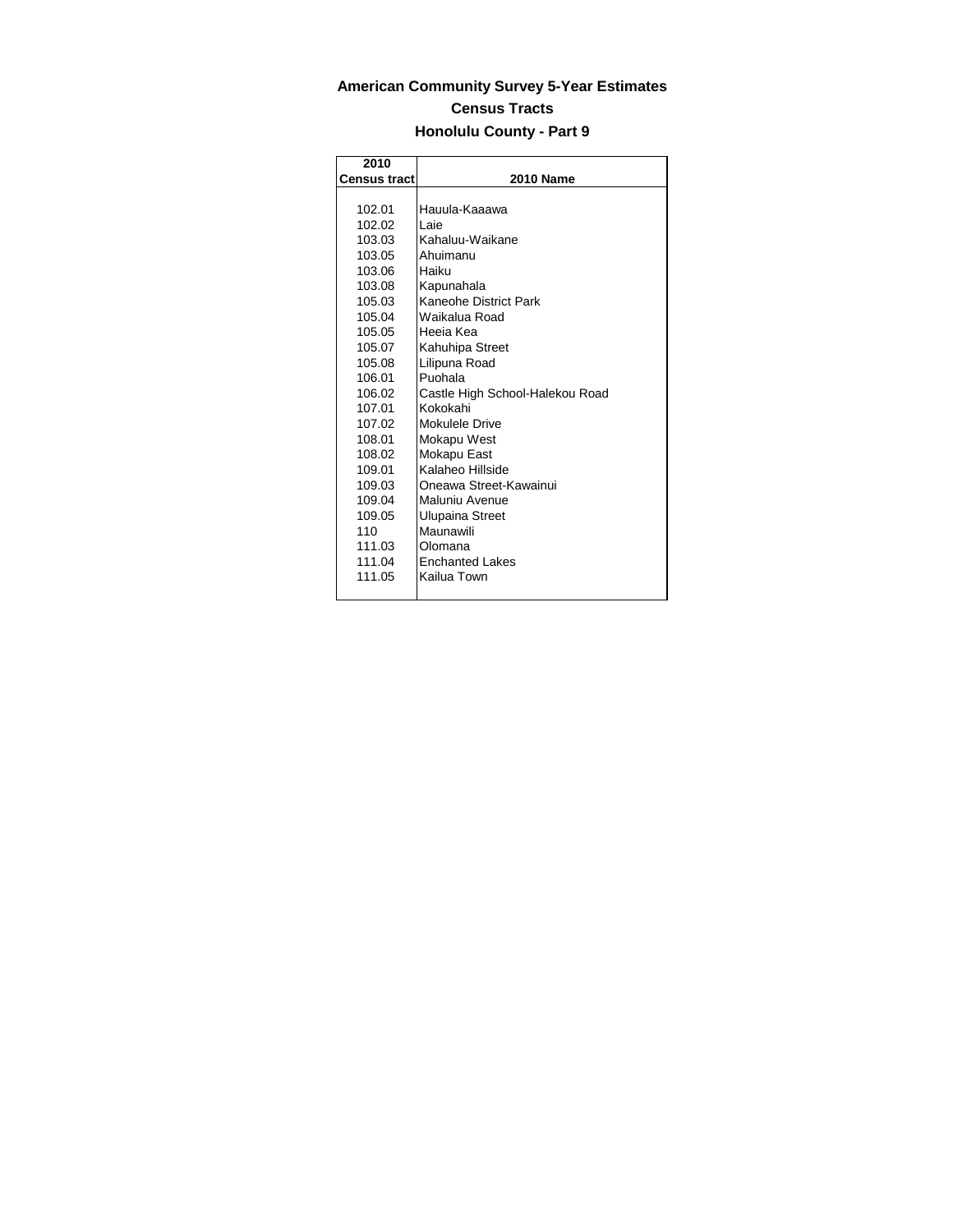# American Community Survey 5-Year Estimates

## Census Tracts

### Honolulu County - Part 9

| 2010 Census tract | 2010 Name |
|---|---|
| 102.01 | Hauula-Kaaawa |
| 102.02 | Laie |
| 103.03 | Kahaluu-Waikane |
| 103.05 | Ahuimanu |
| 103.06 | Haiku |
| 103.08 | Kapunahala |
| 105.03 | Kaneohe District Park |
| 105.04 | Waikalua Road |
| 105.05 | Heeia Kea |
| 105.07 | Kahuhipa Street |
| 105.08 | Lilipuna Road |
| 106.01 | Puohala |
| 106.02 | Castle High School-Halekou Road |
| 107.01 | Kokokahi |
| 107.02 | Mokulele Drive |
| 108.01 | Mokapu West |
| 108.02 | Mokapu East |
| 109.01 | Kalaheo Hillside |
| 109.03 | Oneawa Street-Kawainui |
| 109.04 | Maluniu Avenue |
| 109.05 | Ulupaina Street |
| 110 | Maunawili |
| 111.03 | Olomana |
| 111.04 | Enchanted Lakes |
| 111.05 | Kailua Town |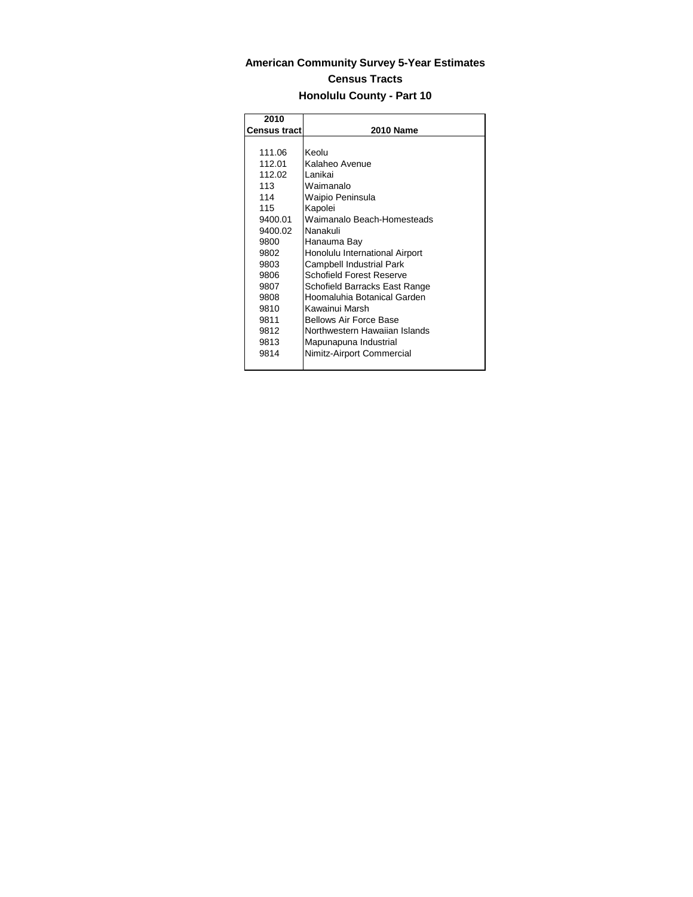**American Community Survey 5-Year Estimates**

**Census Tracts**

**Honolulu County - Part 10**

| 2010 Census tract | 2010 Name |
|---|---|
| 111.06 | Keolu |
| 112.01 | Kalaheo Avenue |
| 112.02 | Lanikai |
| 113 | Waimanalo |
| 114 | Waipio Peninsula |
| 115 | Kapolei |
| 9400.01 | Waimanalo Beach-Homesteads |
| 9400.02 | Nanakuli |
| 9800 | Hanauma Bay |
| 9802 | Honolulu International Airport |
| 9803 | Campbell Industrial Park |
| 9806 | Schofield Forest Reserve |
| 9807 | Schofield Barracks East Range |
| 9808 | Hoomaluhia Botanical Garden |
| 9810 | Kawainui Marsh |
| 9811 | Bellows Air Force Base |
| 9812 | Northwestern Hawaiian Islands |
| 9813 | Mapunapuna Industrial |
| 9814 | Nimitz-Airport Commercial |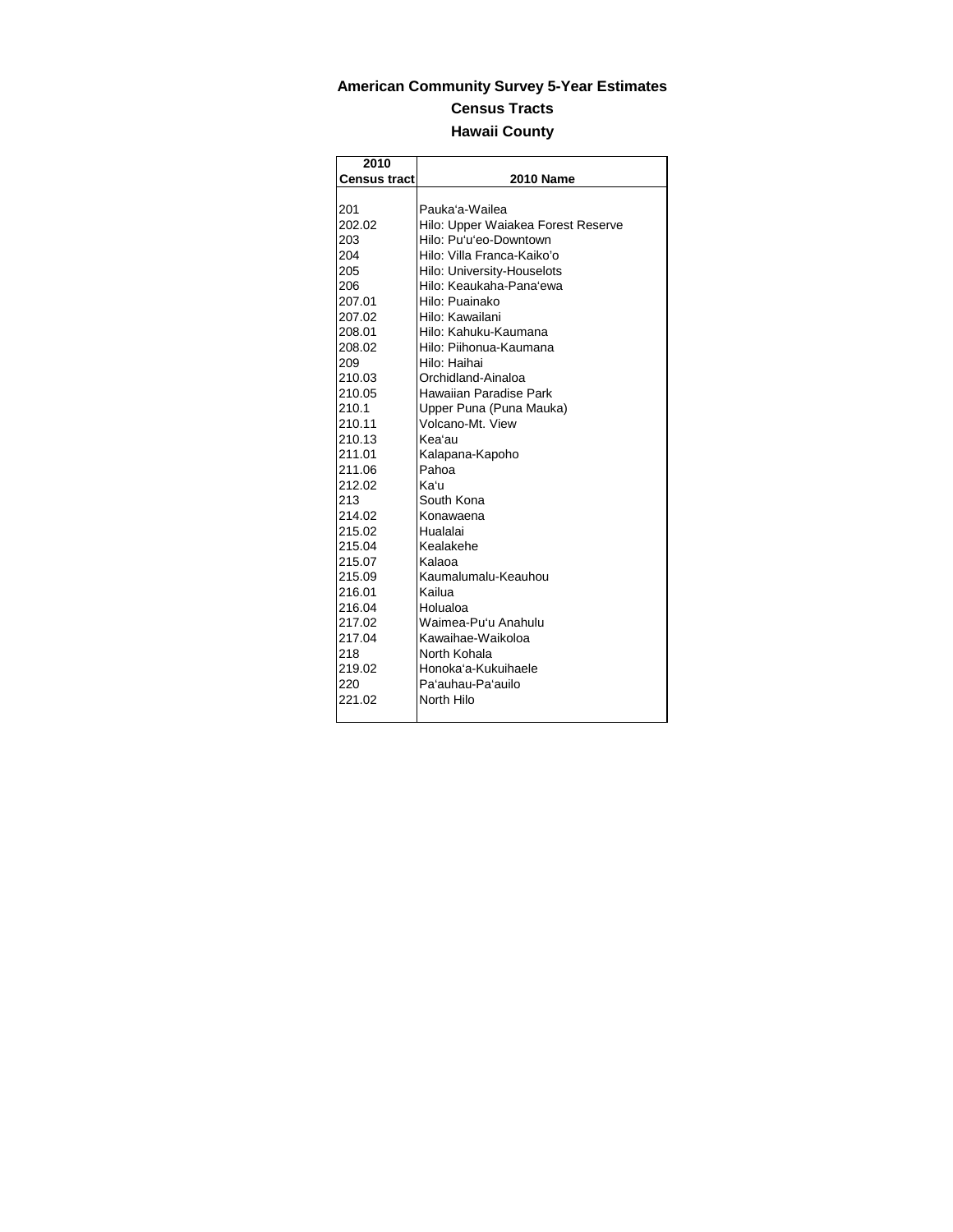**American Community Survey 5-Year Estimates**

**Census Tracts**

**Hawaii County**

| 2010 Census tract | 2010 Name |
|---|---|
| 201 | Pauka'a-Wailea |
| 202.02 | Hilo: Upper Waiakea Forest Reserve |
| 203 | Hilo: Pu'u'eo-Downtown |
| 204 | Hilo: Villa Franca-Kaiko'o |
| 205 | Hilo: University-Houselots |
| 206 | Hilo: Keaukaha-Pana'ewa |
| 207.01 | Hilo: Puainako |
| 207.02 | Hilo: Kawailani |
| 208.01 | Hilo: Kahuku-Kaumana |
| 208.02 | Hilo: Piihonua-Kaumana |
| 209 | Hilo: Haihai |
| 210.03 | Orchidland-Ainaloa |
| 210.05 | Hawaiian Paradise Park |
| 210.1 | Upper Puna (Puna Mauka) |
| 210.11 | Volcano-Mt. View |
| 210.13 | Kea'au |
| 211.01 | Kalapana-Kapoho |
| 211.06 | Pahoa |
| 212.02 | Ka'u |
| 213 | South Kona |
| 214.02 | Konawaena |
| 215.02 | Hualalai |
| 215.04 | Kealakehe |
| 215.07 | Kalaoa |
| 215.09 | Kaumalumalu-Keauhou |
| 216.01 | Kailua |
| 216.04 | Holualoa |
| 217.02 | Waimea-Pu'u Anahulu |
| 217.04 | Kawaihae-Waikoloa |
| 218 | North Kohala |
| 219.02 | Honoka'a-Kukuihaele |
| 220 | Pa'auhau-Pa'auilo |
| 221.02 | North Hilo |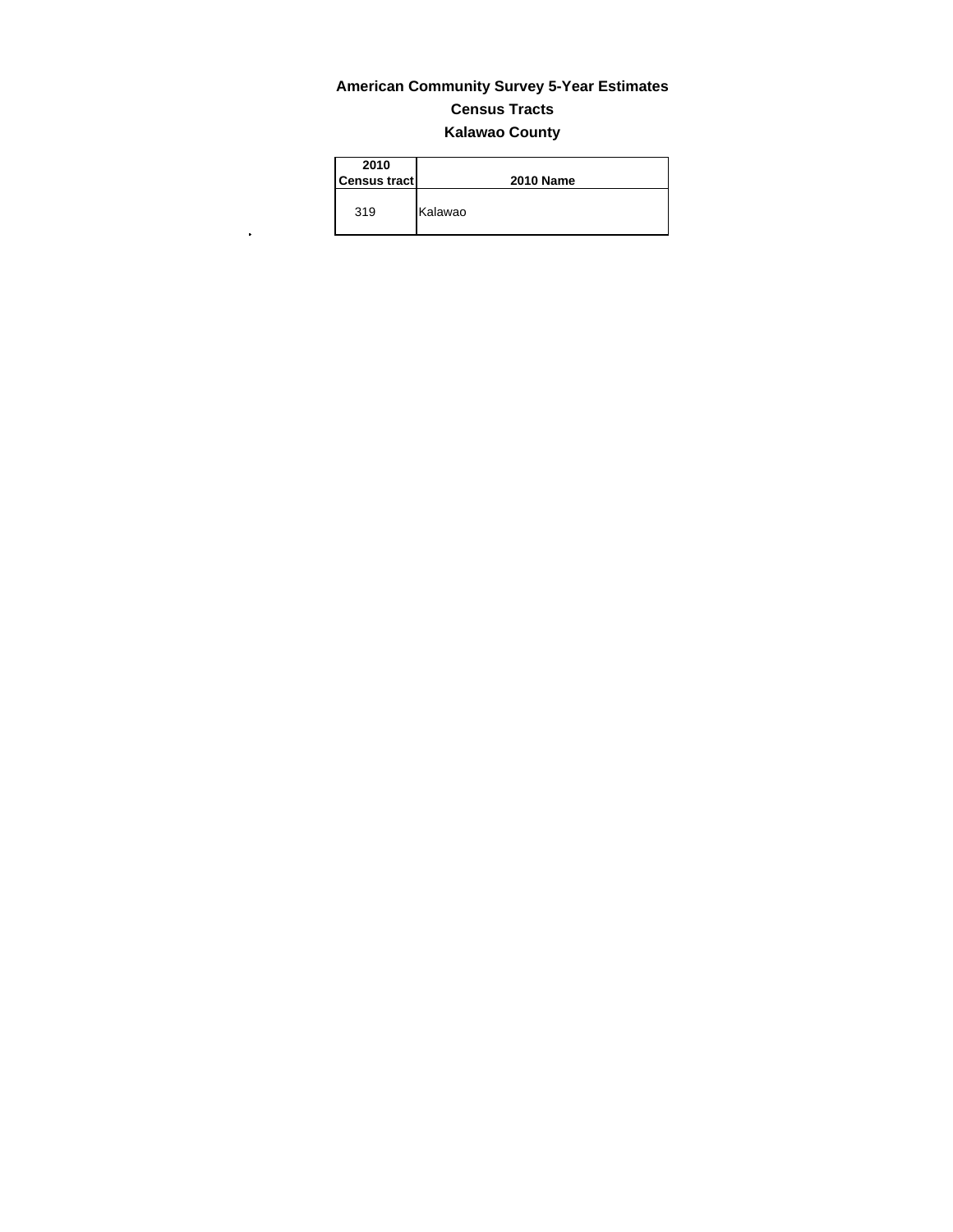## American Community Survey 5-Year Estimates
## Census Tracts
## Kalawao County

| 2010 Census tract | 2010 Name |
|---|---|
| 319 | Kalawao |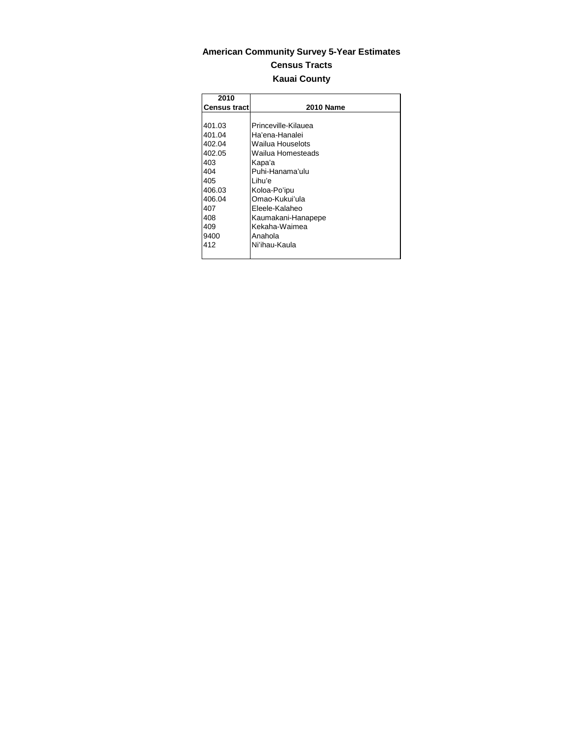**American Community Survey 5-Year Estimates**

**Census Tracts**

**Kauai County**

| 2010 Census tract | 2010 Name |
|---|---|
| 401.03 | Princeville-Kilauea |
| 401.04 | Ha'ena-Hanalei |
| 402.04 | Wailua Houselots |
| 402.05 | Wailua Homesteads |
| 403 | Kapa'a |
| 404 | Puhi-Hanama'ulu |
| 405 | Lihu'e |
| 406.03 | Koloa-Po'ipu |
| 406.04 | Omao-Kukui'ula |
| 407 | Eleele-Kalaheo |
| 408 | Kaumakani-Hanapepe |
| 409 | Kekaha-Waimea |
| 9400 | Anahola |
| 412 | Ni'ihau-Kaula |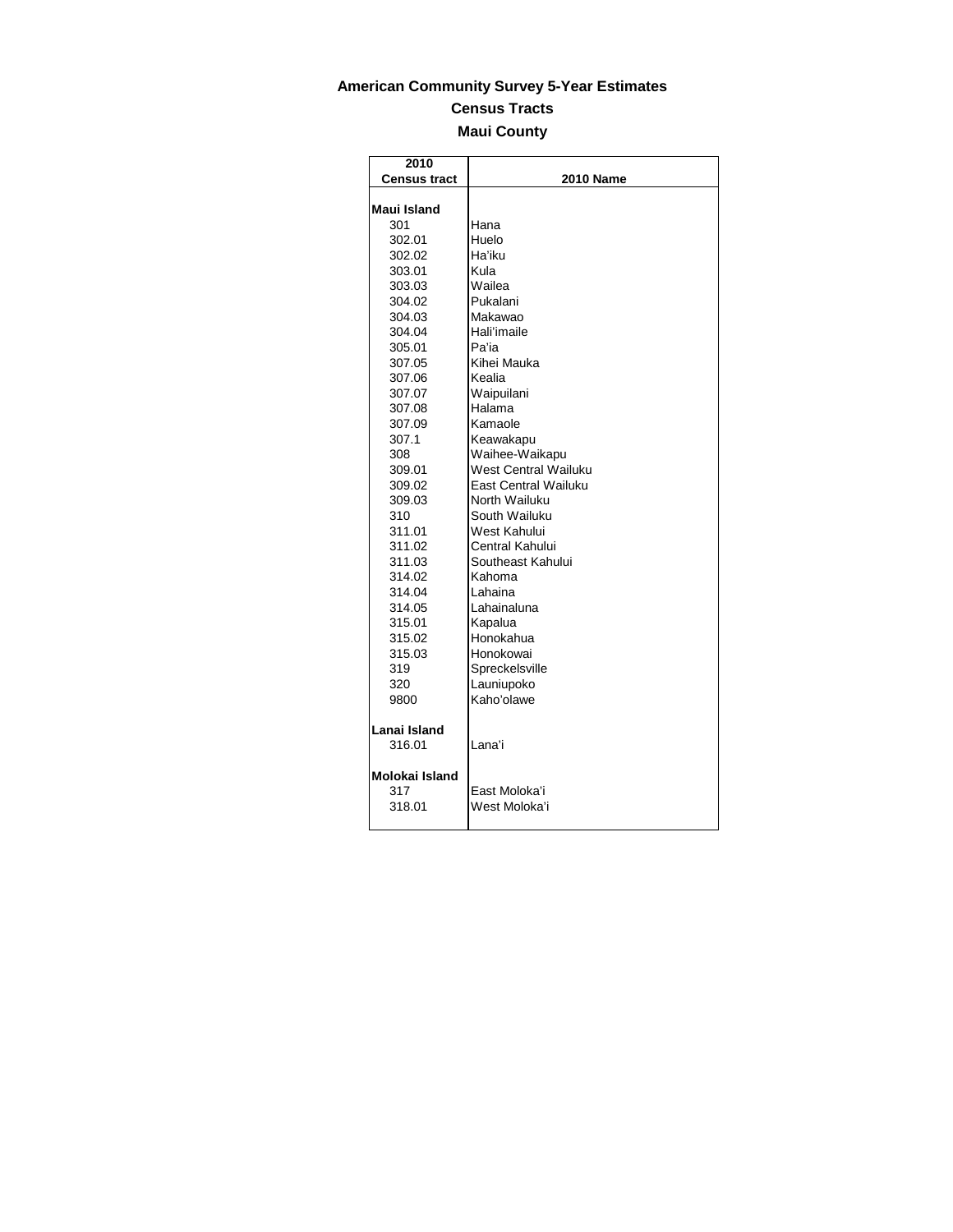**American Community Survey 5-Year Estimates**

**Census Tracts**

**Maui County**

| 2010 Census tract | 2010 Name |
|---|---|
| **Maui Island** | |
| 301 | Hana |
| 302.01 | Huelo |
| 302.02 | Ha'iku |
| 303.01 | Kula |
| 303.03 | Wailea |
| 304.02 | Pukalani |
| 304.03 | Makawao |
| 304.04 | Hali'imaile |
| 305.01 | Pa'ia |
| 307.05 | Kihei Mauka |
| 307.06 | Kealia |
| 307.07 | Waipuilani |
| 307.08 | Halama |
| 307.09 | Kamaole |
| 307.1 | Keawakapu |
| 308 | Waihee-Waikapu |
| 309.01 | West Central Wailuku |
| 309.02 | East Central Wailuku |
| 309.03 | North Wailuku |
| 310 | South Wailuku |
| 311.01 | West Kahului |
| 311.02 | Central Kahului |
| 311.03 | Southeast Kahului |
| 314.02 | Kahoma |
| 314.04 | Lahaina |
| 314.05 | Lahainaluna |
| 315.01 | Kapalua |
| 315.02 | Honokahua |
| 315.03 | Honokowai |
| 319 | Spreckelsville |
| 320 | Launiupoko |
| 9800 | Kaho'olawe |
| **Lanai Island** | |
| 316.01 | Lana'i |
| **Molokai Island** | |
| 317 | East Moloka'i |
| 318.01 | West Moloka'i |